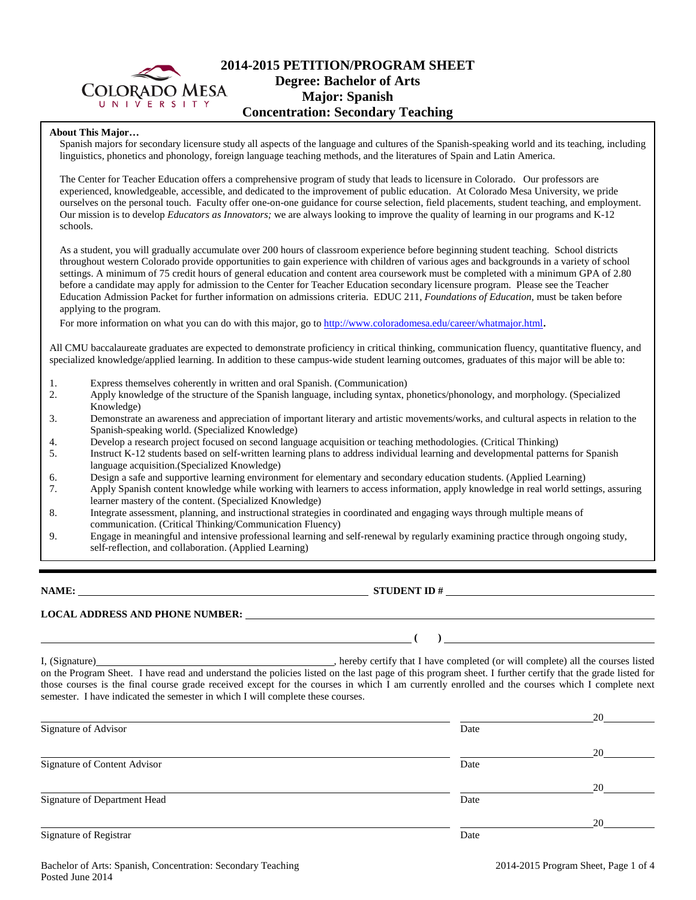# 2014-2015 PETITION/PROGRAM SHEET
## Degree: Bachelor of Arts
## Major: Spanish
## Concentration: Secondary Teaching

**About This Major…**

Spanish majors for secondary licensure study all aspects of the language and cultures of the Spanish-speaking world and its teaching, including linguistics, phonetics and phonology, foreign language teaching methods, and the literatures of Spain and Latin America.

The Center for Teacher Education offers a comprehensive program of study that leads to licensure in Colorado. Our professors are experienced, knowledgeable, accessible, and dedicated to the improvement of public education. At Colorado Mesa University, we pride ourselves on the personal touch. Faculty offer one-on-one guidance for course selection, field placements, student teaching, and employment. Our mission is to develop *Educators as Innovators;* we are always looking to improve the quality of learning in our programs and K-12 schools.

As a student, you will gradually accumulate over 200 hours of classroom experience before beginning student teaching. School districts throughout western Colorado provide opportunities to gain experience with children of various ages and backgrounds in a variety of school settings. A minimum of 75 credit hours of general education and content area coursework must be completed with a minimum GPA of 2.80 before a candidate may apply for admission to the Center for Teacher Education secondary licensure program. Please see the Teacher Education Admission Packet for further information on admissions criteria. EDUC 211, *Foundations of Education*, must be taken before applying to the program.

For more information on what you can do with this major, go to http://www.coloradomesa.edu/career/whatmajor.html.

All CMU baccalaureate graduates are expected to demonstrate proficiency in critical thinking, communication fluency, quantitative fluency, and specialized knowledge/applied learning. In addition to these campus-wide student learning outcomes, graduates of this major will be able to:

1. Express themselves coherently in written and oral Spanish. (Communication)
2. Apply knowledge of the structure of the Spanish language, including syntax, phonetics/phonology, and morphology. (Specialized Knowledge)
3. Demonstrate an awareness and appreciation of important literary and artistic movements/works, and cultural aspects in relation to the Spanish-speaking world. (Specialized Knowledge)
4. Develop a research project focused on second language acquisition or teaching methodologies. (Critical Thinking)
5. Instruct K-12 students based on self-written learning plans to address individual learning and developmental patterns for Spanish language acquisition.(Specialized Knowledge)
6. Design a safe and supportive learning environment for elementary and secondary education students. (Applied Learning)
7. Apply Spanish content knowledge while working with learners to access information, apply knowledge in real world settings, assuring learner mastery of the content. (Specialized Knowledge)
8. Integrate assessment, planning, and instructional strategies in coordinated and engaging ways through multiple means of communication. (Critical Thinking/Communication Fluency)
9. Engage in meaningful and intensive professional learning and self-renewal by regularly examining practice through ongoing study, self-reflection, and collaboration. (Applied Learning)

---

**NAME:** ______________________________ **STUDENT ID #** ______________________________

**LOCAL ADDRESS AND PHONE NUMBER:** ______________________________

______________________________ **( )** ______________________________

I, (Signature)______________________________, hereby certify that I have completed (or will complete) all the courses listed on the Program Sheet. I have read and understand the policies listed on the last page of this program sheet. I further certify that the grade listed for those courses is the final course grade received except for the courses in which I am currently enrolled and the courses which I complete next semester. I have indicated the semester in which I will complete these courses.

______________________________ Signature of Advisor — Date ______ 20____

______________________________ Signature of Content Advisor — Date ______ 20____

______________________________ Signature of Department Head — Date ______ 20____

______________________________ Signature of Registrar — Date ______ 20____

Bachelor of Arts: Spanish, Concentration: Secondary Teaching
Posted June 2014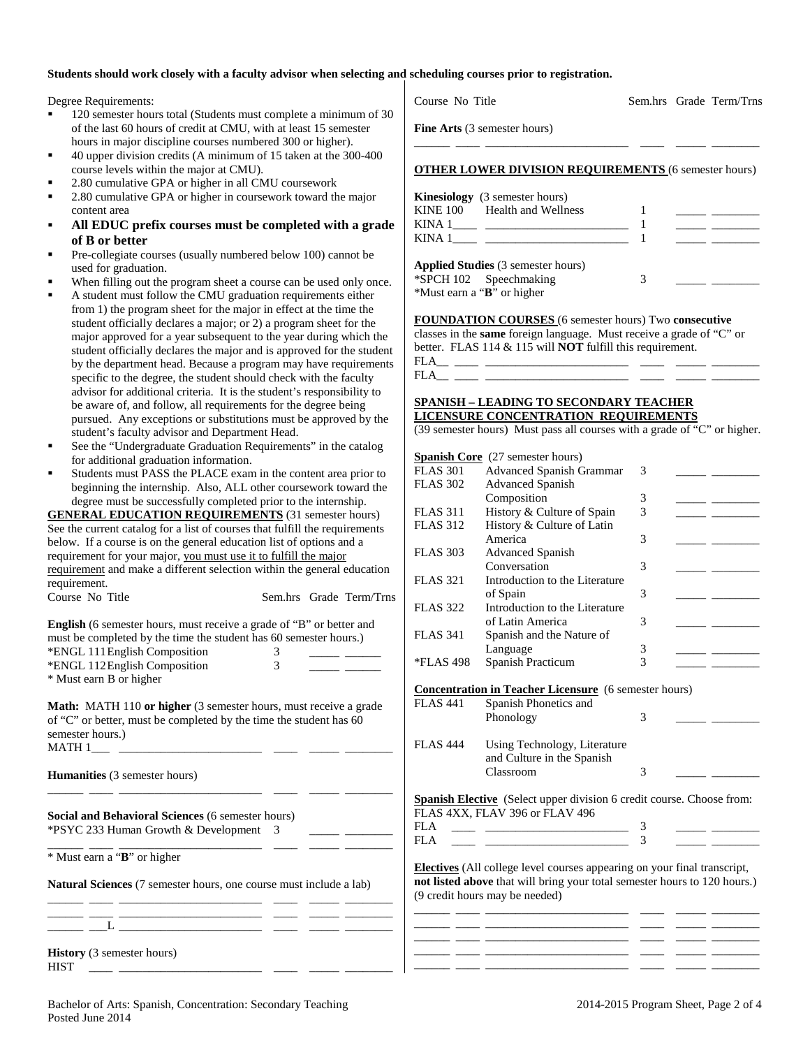**Students should work closely with a faculty advisor when selecting and scheduling courses prior to registration.**

Degree Requirements:

- 120 semester hours total (Students must complete a minimum of 30 of the last 60 hours of credit at CMU, with at least 15 semester hours in major discipline courses numbered 300 or higher).
- 40 upper division credits (A minimum of 15 taken at the 300-400 course levels within the major at CMU).
- 2.80 cumulative GPA or higher in all CMU coursework
- 2.80 cumulative GPA or higher in coursework toward the major content area
- **All EDUC prefix courses must be completed with a grade of B or better**
- Pre-collegiate courses (usually numbered below 100) cannot be used for graduation.
- When filling out the program sheet a course can be used only once.
- A student must follow the CMU graduation requirements either from 1) the program sheet for the major in effect at the time the student officially declares a major; or 2) a program sheet for the major approved for a year subsequent to the year during which the student officially declares the major and is approved for the student by the department head. Because a program may have requirements specific to the degree, the student should check with the faculty advisor for additional criteria. It is the student's responsibility to be aware of, and follow, all requirements for the degree being pursued. Any exceptions or substitutions must be approved by the student's faculty advisor and Department Head.
- See the "Undergraduate Graduation Requirements" in the catalog for additional graduation information.
- Students must PASS the PLACE exam in the content area prior to beginning the internship. Also, ALL other coursework toward the degree must be successfully completed prior to the internship.

## GENERAL EDUCATION REQUIREMENTS (31 semester hours)

See the current catalog for a list of courses that fulfill the requirements below. If a course is on the general education list of options and a requirement for your major, you must use it to fulfill the major requirement and make a different selection within the general education requirement.

| Course No Title | Sem.hrs | Grade | Term/Trns |
|---|---|---|---|
| **English** (6 semester hours, must receive a grade of "B" or better and must be completed by the time the student has 60 semester hours.) | | | |
| *ENGL 111 English Composition | 3 | | |
| *ENGL 112 English Composition | 3 | | |
| * Must earn B or higher | | | |
| **Math:** MATH 110 **or higher** (3 semester hours, must receive a grade of "C" or better, must be completed by the time the student has 60 semester hours.) | | | |
| MATH 1___ | | | |
| **Humanities** (3 semester hours) | | | |
| | | | |
| **Social and Behavioral Sciences** (6 semester hours) | | | |
| *PSYC 233 Human Growth & Development | 3 | | |
| | | | |
| * Must earn a "**B**" or higher | | | |
| **Natural Sciences** (7 semester hours, one course must include a lab) | | | |
| | | | |
| | | | |
| ___L | | | |
| **History** (3 semester hours) | | | |
| HIST | | | |

| Course No Title | Sem.hrs | Grade | Term/Trns |
|---|---|---|---|
| **Fine Arts** (3 semester hours) | | | |
| | | | |

## OTHER LOWER DIVISION REQUIREMENTS (6 semester hours)

| Course No Title | Sem.hrs | Grade | Term/Trns |
|---|---|---|---|
| **Kinesiology** (3 semester hours) | | | |
| KINE 100 Health and Wellness | 1 | | |
| KINA 1____ | 1 | | |
| KINA 1____ | 1 | | |
| **Applied Studies** (3 semester hours) | | | |
| *SPCH 102 Speechmaking | 3 | | |
| *Must earn a "**B**" or higher | | | |

## FOUNDATION COURSES (6 semester hours)

Two **consecutive** classes in the **same** foreign language. Must receive a grade of "C" or better. FLAS 114 & 115 will **NOT** fulfill this requirement.

| Course No Title | Sem.hrs | Grade | Term/Trns |
|---|---|---|---|
| FLA__ | | | |
| FLA__ | | | |

## SPANISH – LEADING TO SECONDARY TEACHER LICENSURE CONCENTRATION REQUIREMENTS

(39 semester hours) Must pass all courses with a grade of "C" or higher.

| Course No | Title | Sem.hrs | Grade | Term/Trns |
|---|---|---|---|---|
| **Spanish Core** (27 semester hours) | | | | |
| FLAS 301 | Advanced Spanish Grammar | 3 | | |
| FLAS 302 | Advanced Spanish Composition | 3 | | |
| FLAS 311 | History & Culture of Spain | 3 | | |
| FLAS 312 | History & Culture of Latin America | 3 | | |
| FLAS 303 | Advanced Spanish Conversation | 3 | | |
| FLAS 321 | Introduction to the Literature of Spain | 3 | | |
| FLAS 322 | Introduction to the Literature of Latin America | 3 | | |
| FLAS 341 | Spanish and the Nature of Language | 3 | | |
| *FLAS 498 | Spanish Practicum | 3 | | |
| **Concentration in Teacher Licensure** (6 semester hours) | | | | |
| FLAS 441 | Spanish Phonetics and Phonology | 3 | | |
| FLAS 444 | Using Technology, Literature and Culture in the Spanish Classroom | 3 | | |
| **Spanish Elective** (Select upper division 6 credit course. Choose from: FLAS 4XX, FLAV 396 or FLAV 496 | | | | |
| FLA ___ | | 3 | | |
| FLA ___ | | 3 | | |

**Electives** (All college level courses appearing on your final transcript, **not listed above** that will bring your total semester hours to 120 hours.) (9 credit hours may be needed)

| Course No | Title | Sem.hrs | Grade | Term/Trns |
|---|---|---|---|---|
| | | | | |
| | | | | |
| | | | | |
| | | | | |
| | | | | |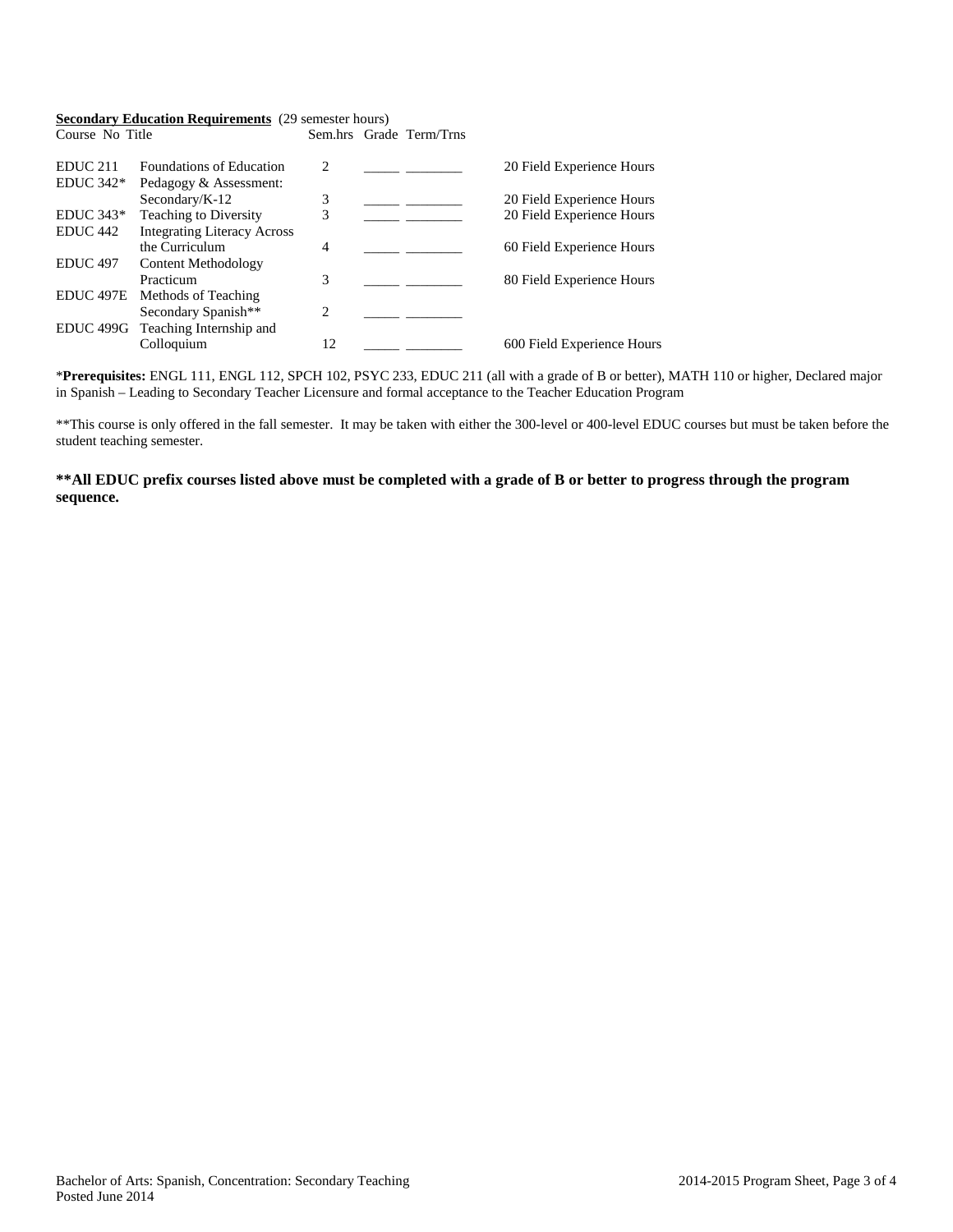**Secondary Education Requirements** (29 semester hours)

| Course No | Title | Sem.hrs | Grade | Term/Trns | |
|---|---|---|---|---|---|
| EDUC 211 | Foundations of Education | 2 | _____ | ________ | 20 Field Experience Hours |
| EDUC 342* | Pedagogy & Assessment: Secondary/K-12 | 3 | _____ | ________ | 20 Field Experience Hours |
| EDUC 343* | Teaching to Diversity | 3 | _____ | ________ | 20 Field Experience Hours |
| EDUC 442 | Integrating Literacy Across the Curriculum | 4 | _____ | ________ | 60 Field Experience Hours |
| EDUC 497 | Content Methodology Practicum | 3 | _____ | ________ | 80 Field Experience Hours |
| EDUC 497E | Methods of Teaching Secondary Spanish** | 2 | _____ | ________ | |
| EDUC 499G | Teaching Internship and Colloquium | 12 | _____ | ________ | 600 Field Experience Hours |

***Prerequisites:** ENGL 111, ENGL 112, SPCH 102, PSYC 233, EDUC 211 (all with a grade of B or better), MATH 110 or higher, Declared major in Spanish – Leading to Secondary Teacher Licensure and formal acceptance to the Teacher Education Program

**This course is only offered in the fall semester. It may be taken with either the 300-level or 400-level EDUC courses but must be taken before the student teaching semester.

****All EDUC prefix courses listed above must be completed with a grade of B or better to progress through the program sequence.**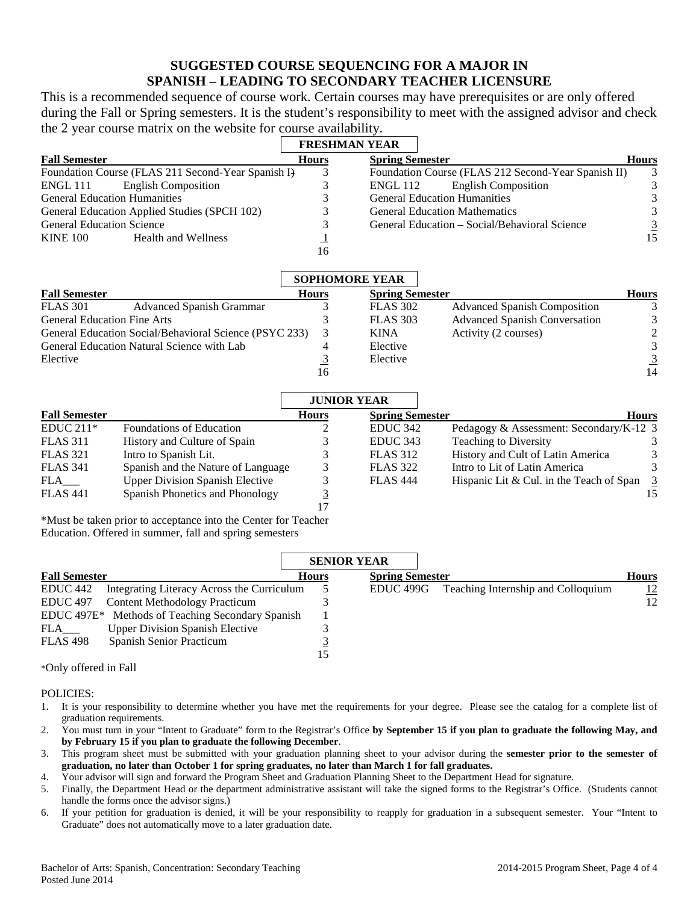# SUGGESTED COURSE SEQUENCING FOR A MAJOR IN SPANISH – LEADING TO SECONDARY TEACHER LICENSURE

This is a recommended sequence of course work. Certain courses may have prerequisites or are only offered during the Fall or Spring semesters. It is the student's responsibility to meet with the assigned advisor and check the 2 year course matrix on the website for course availability.

## FRESHMAN YEAR

| Fall Semester | | Hours | Spring Semester | | Hours |
|---|---|---|---|---|---|
| Foundation Course (FLAS 211 Second-Year Spanish I) | | 3 | Foundation Course (FLAS 212 Second-Year Spanish II) | | 3 |
| ENGL 111 | English Composition | 3 | ENGL 112 | English Composition | 3 |
| General Education Humanities | | 3 | General Education Humanities | | 3 |
| General Education Applied Studies (SPCH 102) | | 3 | General Education Mathematics | | 3 |
| General Education Science | | 3 | General Education – Social/Behavioral Science | | 3 |
| KINE 100 | Health and Wellness | 1 | | | 15 |
| | | 16 | | | |

## SOPHOMORE YEAR

| Fall Semester | | Hours | Spring Semester | | Hours |
|---|---|---|---|---|---|
| FLAS 301 | Advanced Spanish Grammar | 3 | FLAS 302 | Advanced Spanish Composition | 3 |
| General Education Fine Arts | | 3 | FLAS 303 | Advanced Spanish Conversation | 3 |
| General Education Social/Behavioral Science (PSYC 233) | | 3 | KINA | Activity (2 courses) | 2 |
| General Education Natural Science with Lab | | 4 | Elective | | 3 |
| Elective | | 3 | Elective | | 3 |
| | | 16 | | | 14 |

## JUNIOR YEAR

| Fall Semester | | Hours | Spring Semester | | Hours |
|---|---|---|---|---|---|
| EDUC 211* | Foundations of Education | 2 | EDUC 342 | Pedagogy & Assessment: Secondary/K-12 | 3 |
| FLAS 311 | History and Culture of Spain | 3 | EDUC 343 | Teaching to Diversity | 3 |
| FLAS 321 | Intro to Spanish Lit. | 3 | FLAS 312 | History and Cult of Latin America | 3 |
| FLAS 341 | Spanish and the Nature of Language | 3 | FLAS 322 | Intro to Lit of Latin America | 3 |
| FLA___ | Upper Division Spanish Elective | 3 | FLAS 444 | Hispanic Lit & Cul. in the Teach of Span | 3 |
| FLAS 441 | Spanish Phonetics and Phonology | 3 | | | 15 |
| | | 17 | | | |

*Must be taken prior to acceptance into the Center for Teacher Education. Offered in summer, fall and spring semesters

## SENIOR YEAR

| Fall Semester | | Hours | Spring Semester | | Hours |
|---|---|---|---|---|---|
| EDUC 442 | Integrating Literacy Across the Curriculum | 5 | EDUC 499G | Teaching Internship and Colloquium | 12 |
| EDUC 497 | Content Methodology Practicum | 3 | | | 12 |
| EDUC 497E* | Methods of Teaching Secondary Spanish | 1 | | | |
| FLA___ | Upper Division Spanish Elective | 3 | | | |
| FLAS 498 | Spanish Senior Practicum | 3 | | | |
| | | 15 | | | |

*Only offered in Fall

POLICIES:

1. It is your responsibility to determine whether you have met the requirements for your degree. Please see the catalog for a complete list of graduation requirements.
2. You must turn in your "Intent to Graduate" form to the Registrar's Office **by September 15 if you plan to graduate the following May, and by February 15 if you plan to graduate the following December**.
3. This program sheet must be submitted with your graduation planning sheet to your advisor during the **semester prior to the semester of graduation, no later than October 1 for spring graduates, no later than March 1 for fall graduates.**
4. Your advisor will sign and forward the Program Sheet and Graduation Planning Sheet to the Department Head for signature.
5. Finally, the Department Head or the department administrative assistant will take the signed forms to the Registrar's Office. (Students cannot handle the forms once the advisor signs.)
6. If your petition for graduation is denied, it will be your responsibility to reapply for graduation in a subsequent semester. Your "Intent to Graduate" does not automatically move to a later graduation date.